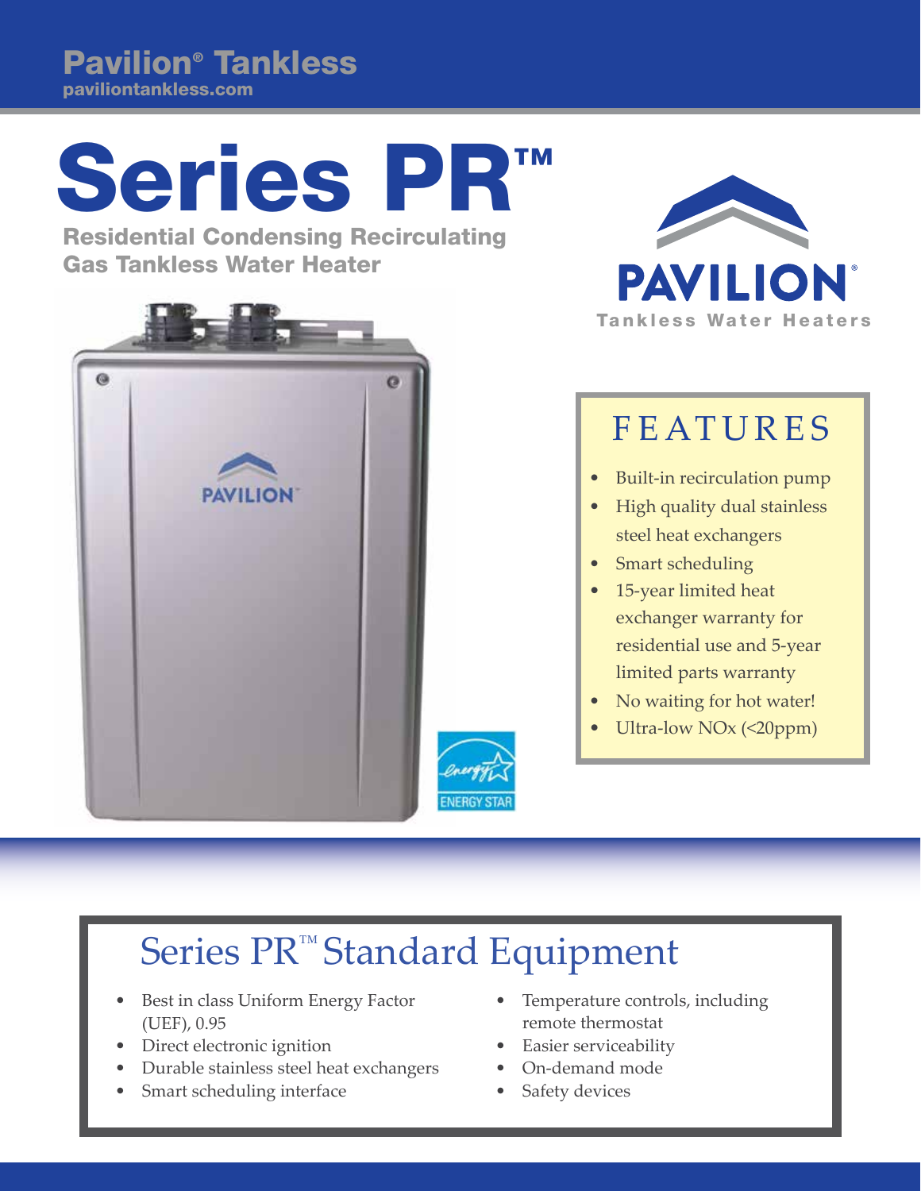Pavilion® Tankless
paviliontankless.com

# Series PR™

**Residential Condensing Recirculating Gas Tankless Water Heater**

PAVILION®
Tankless Water Heaters

## FEATURES

- Built-in recirculation pump
- High quality dual stainless steel heat exchangers
- Smart scheduling
- 15-year limited heat exchanger warranty for residential use and 5-year limited parts warranty
- No waiting for hot water!
- Ultra-low NOx (<20ppm)

## Series PR™ Standard Equipment

- Best in class Uniform Energy Factor (UEF), 0.95
- Direct electronic ignition
- Durable stainless steel heat exchangers
- Smart scheduling interface
- Temperature controls, including remote thermostat
- Easier serviceability
- On-demand mode
- Safety devices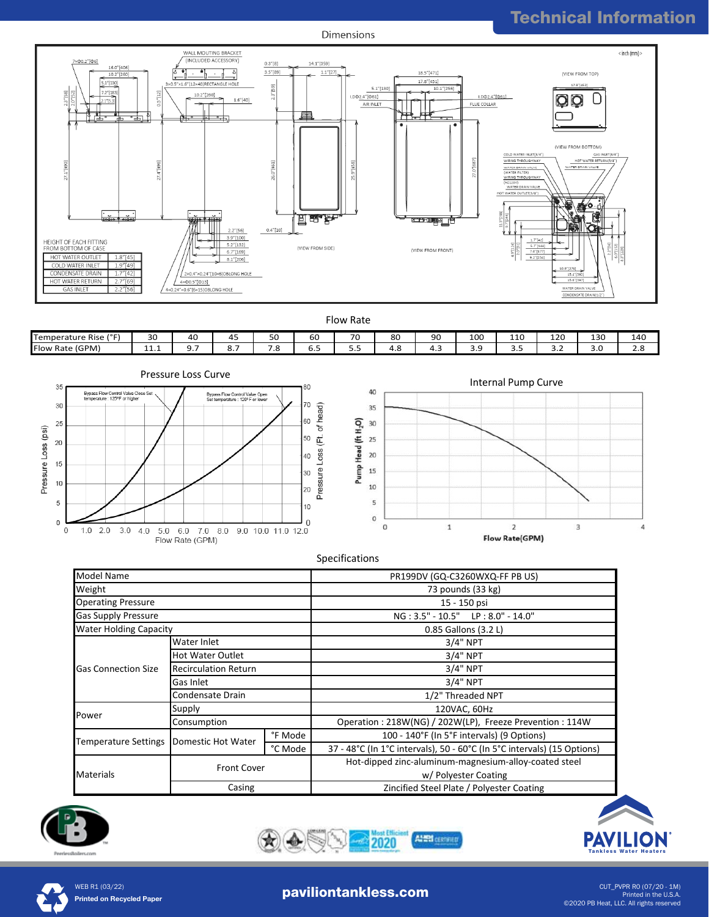# Technical Information

## Dimensions

< inch (mm) >

WALL MOUTING BRACKET (INCLUDED ACCESSORY)

7×Φ0.2"[Φ5]
16.0"[406]
10.2"[260]
5.1"[130]
7.2"[183]
2.1"[53]
2.3"[58]
2.0"[52]
27.1"[690]
3×0.5"×1.6"[12×40]RECTANGLE HOLE
10.2"[260]
1.6"[40]
0.5"[12]
27.4"[696]
2.2"[56]
3.9"[100]
5.2"[132]
6.7"[169]
8.1"[206]
2×0.4"×0.24"[10×6]OBLONG HOLE
4×Φ0.5"[Φ13]
4×0.24"×0.6"[6×15]OBLONG HOLE

0.3"[8]
3.5"[89]
14.1"[359]
1.1"[27]
2.3"[59]
26.0"[661]
25.9"[658]
0.4"[10]
(VIEW FROM SIDE)

18.5"[471]
17.8"[451]
5.1"[130]
10.1"[256]
I.DΦ2.4"[Φ61]
AIR INLET
I.DΦ2.4"[Φ61]
FLUE COLLAR
27.0"[687]
(VIEW FROM FRONT)

(VIEW FROM TOP)
17.8"[452]

(VIEW FROM BOTTOM)
COLD WATER INLET(3/4")
WIRING THROUGHWAY
WATER DRAIN VALVE
(WATER FILTER)
WIRING THROUGHWAY
(AC120V)
WATER DRAIN VALVE
HOT WATER OUTLET(3/4")
GAS INLET(3/4")
HOT WATER RETURN(3/4")
WATER DRAIN VALVE
11.5"[293]
9.7"[246]
4.9"[124]
2.0"[51]
1.7"[42]
5.7"[144]
7.0"[177]
9.2"[234]
2.2"[56]
6.0"[152]
8.3"[210]
10.9"[276]
15.4"[392]
15.6"[397]
WATER DRAIN VALVE
CONDENSATE DRAIN(1/2")

HEIGHT OF EACH FITTING FROM BOTTOM OF CASE

| | |
|---|---|
| HOT WATER OUTLET | 1.8"[45] |
| COLD WATER INLET | 1.9"[49] |
| CONDENSATE DRAIN | 1.7"[42] |
| HOT WATER RETURN | 2.7"[69] |
| GAS INLET | 2.2"[56] |

## Flow Rate

| Temperature Rise (°F) | 30 | 40 | 45 | 50 | 60 | 70 | 80 | 90 | 100 | 110 | 120 | 130 | 140 |
|---|---|---|---|---|---|---|---|---|---|---|---|---|---|
| Flow Rate (GPM) | 11.1 | 9.7 | 8.7 | 7.8 | 6.5 | 5.5 | 4.8 | 4.3 | 3.9 | 3.5 | 3.2 | 3.0 | 2.8 |

## Pressure Loss Curve

Bypass Flow Control Valve Close Set temperature : 125°F or higher

Bypass Flow Control Valve Open Set temperature : 120°F or lower

Pressure Loss (psi): 0, 5, 10, 15, 20, 25, 30, 35

Pressure Loss (Ft. of head): 0, 10, 20, 30, 40, 50, 60, 70, 80

Flow Rate (GPM): 0, 1.0, 2.0, 3.0, 4.0, 5.0, 6.0, 7.0, 8.0, 9.0, 10.0, 11.0, 12.0

## Internal Pump Curve

Pump Head (ft $H_2O$): 0, 5, 10, 15, 20, 25, 30, 35, 40

Flow Rate(GPM): 0, 1, 2, 3, 4

## Specifications

| | | | |
|---|---|---|---|
| Model Name | | | PR199DV (GQ-C3260WXQ-FF PB US) |
| Weight | | | 73 pounds (33 kg) |
| Operating Pressure | | | 15 - 150 psi |
| Gas Supply Pressure | | | NG : 3.5" - 10.5"  LP : 8.0" - 14.0" |
| Water Holding Capacity | | | 0.85 Gallons (3.2 L) |
| Gas Connection Size | Water Inlet | | 3/4" NPT |
| | Hot Water Outlet | | 3/4" NPT |
| | Recirculation Return | | 3/4" NPT |
| | Gas Inlet | | 3/4" NPT |
| | Condensate Drain | | 1/2" Threaded NPT |
| Power | Supply | | 120VAC, 60Hz |
| | Consumption | | Operation : 218W(NG) / 202W(LP), Freeze Prevention : 114W |
| Temperature Settings | Domestic Hot Water | °F Mode | 100 - 140°F (In 5°F intervals) (9 Options) |
| | | °C Mode | 37 - 48°C (In 1°C intervals), 50 - 60°C (In 5°C intervals) (15 Options) |
| Materials | Front Cover | | Hot-dipped zinc-aluminum-magnesium-alloy-coated steel w/ Polyester Coating |
| | Casing | | Zincified Steel Plate / Polyester Coating |

PeerlessBoilers.com

Most Efficient 2020

AHRI CERTIFIED

PAVILION Tankless Water Heaters

WEB R1 (03/22)

Printed on Recycled Paper

paviliontankless.com

CUT_PVPR R0 (07/20 - 1M)
Printed in the U.S.A.
©2020 PB Heat, LLC. All rights reserved